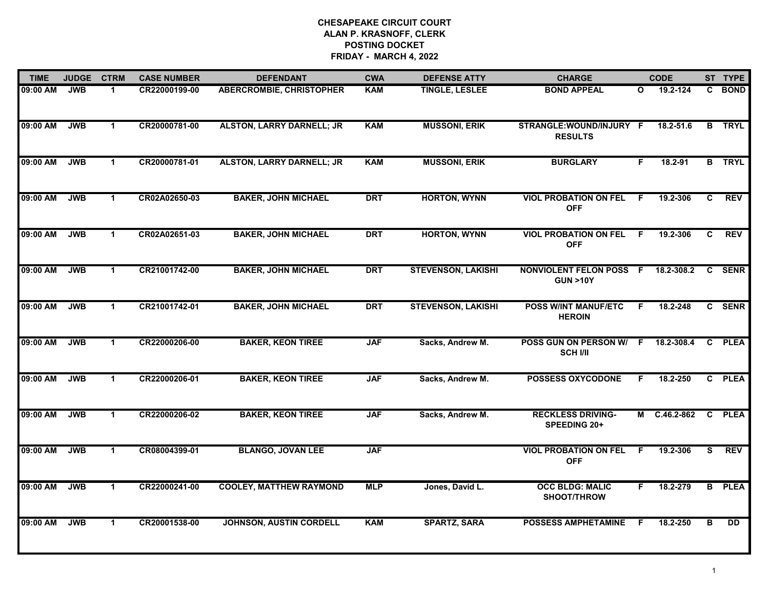# CHESAPEAKE CIRCUIT COURT
## ALAN P. KRASNOFF, CLERK
## POSTING DOCKET
## FRIDAY - MARCH 4, 2022

| TIME | JUDGE | CTRM | CASE NUMBER | DEFENDANT | CWA | DEFENSE ATTY | CHARGE | | CODE | ST | TYPE |
|---|---|---|---|---|---|---|---|---|---|---|---|
| 09:00 AM | JWB | 1 | CR22000199-00 | ABERCROMBIE, CHRISTOPHER | KAM | TINGLE, LESLEE | BOND APPEAL | O | 19.2-124 | C | BOND |
| 09:00 AM | JWB | 1 | CR20000781-00 | ALSTON, LARRY DARNELL; JR | KAM | MUSSONI, ERIK | STRANGLE:WOUND/INJURY RESULTS | F | 18.2-51.6 | B | TRYL |
| 09:00 AM | JWB | 1 | CR20000781-01 | ALSTON, LARRY DARNELL; JR | KAM | MUSSONI, ERIK | BURGLARY | F | 18.2-91 | B | TRYL |
| 09:00 AM | JWB | 1 | CR02A02650-03 | BAKER, JOHN MICHAEL | DRT | HORTON, WYNN | VIOL PROBATION ON FEL OFF | F | 19.2-306 | C | REV |
| 09:00 AM | JWB | 1 | CR02A02651-03 | BAKER, JOHN MICHAEL | DRT | HORTON, WYNN | VIOL PROBATION ON FEL OFF | F | 19.2-306 | C | REV |
| 09:00 AM | JWB | 1 | CR21001742-00 | BAKER, JOHN MICHAEL | DRT | STEVENSON, LAKISHI | NONVIOLENT FELON POSS GUN >10Y | F | 18.2-308.2 | C | SENR |
| 09:00 AM | JWB | 1 | CR21001742-01 | BAKER, JOHN MICHAEL | DRT | STEVENSON, LAKISHI | POSS W/INT MANUF/ETC HEROIN | F | 18.2-248 | C | SENR |
| 09:00 AM | JWB | 1 | CR22000206-00 | BAKER, KEON TIREE | JAF | Sacks, Andrew M. | POSS GUN ON PERSON W/ SCH I/II | F | 18.2-308.4 | C | PLEA |
| 09:00 AM | JWB | 1 | CR22000206-01 | BAKER, KEON TIREE | JAF | Sacks, Andrew M. | POSSESS OXYCODONE | F | 18.2-250 | C | PLEA |
| 09:00 AM | JWB | 1 | CR22000206-02 | BAKER, KEON TIREE | JAF | Sacks, Andrew M. | RECKLESS DRIVING-SPEEDING 20+ | M | C.46.2-862 | C | PLEA |
| 09:00 AM | JWB | 1 | CR08004399-01 | BLANGO, JOVAN LEE | JAF | | VIOL PROBATION ON FEL OFF | F | 19.2-306 | S | REV |
| 09:00 AM | JWB | 1 | CR22000241-00 | COOLEY, MATTHEW RAYMOND | MLP | Jones, David L. | OCC BLDG: MALIC SHOOT/THROW | F | 18.2-279 | B | PLEA |
| 09:00 AM | JWB | 1 | CR20001538-00 | JOHNSON, AUSTIN CORDELL | KAM | SPARTZ, SARA | POSSESS AMPHETAMINE | F | 18.2-250 | B | DD |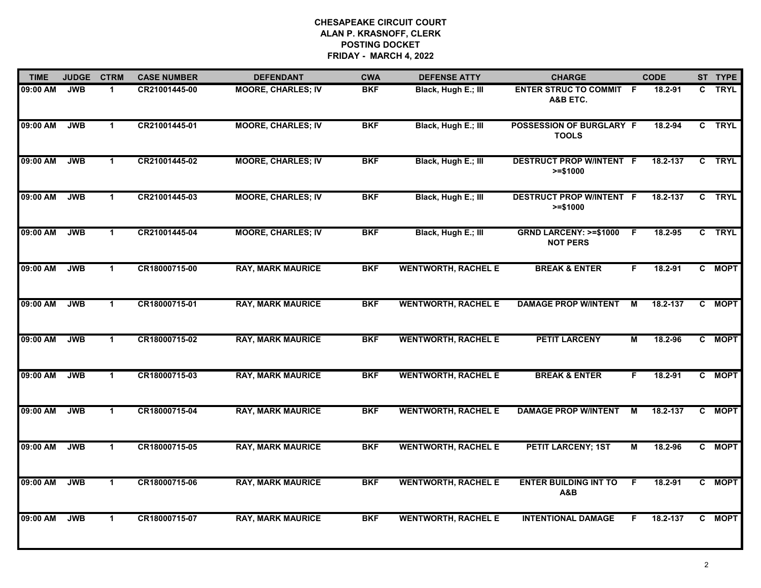# CHESAPEAKE CIRCUIT COURT
## ALAN P. KRASNOFF, CLERK
## POSTING DOCKET
## FRIDAY - MARCH 4, 2022

| TIME | JUDGE | CTRM | CASE NUMBER | DEFENDANT | CWA | DEFENSE ATTY | CHARGE | | CODE | ST | TYPE |
|---|---|---|---|---|---|---|---|---|---|---|---|
| 09:00 AM | JWB | 1 | CR21001445-00 | MOORE, CHARLES; IV | BKF | Black, Hugh E.; III | ENTER STRUC TO COMMIT A&B ETC. | F | 18.2-91 | C | TRYL |
| 09:00 AM | JWB | 1 | CR21001445-01 | MOORE, CHARLES; IV | BKF | Black, Hugh E.; III | POSSESSION OF BURGLARY TOOLS | F | 18.2-94 | C | TRYL |
| 09:00 AM | JWB | 1 | CR21001445-02 | MOORE, CHARLES; IV | BKF | Black, Hugh E.; III | DESTRUCT PROP W/INTENT >=$1000 | F | 18.2-137 | C | TRYL |
| 09:00 AM | JWB | 1 | CR21001445-03 | MOORE, CHARLES; IV | BKF | Black, Hugh E.; III | DESTRUCT PROP W/INTENT >=$1000 | F | 18.2-137 | C | TRYL |
| 09:00 AM | JWB | 1 | CR21001445-04 | MOORE, CHARLES; IV | BKF | Black, Hugh E.; III | GRND LARCENY: >=$1000 NOT PERS | F | 18.2-95 | C | TRYL |
| 09:00 AM | JWB | 1 | CR18000715-00 | RAY, MARK MAURICE | BKF | WENTWORTH, RACHEL E | BREAK & ENTER | F | 18.2-91 | C | MOPT |
| 09:00 AM | JWB | 1 | CR18000715-01 | RAY, MARK MAURICE | BKF | WENTWORTH, RACHEL E | DAMAGE PROP W/INTENT | M | 18.2-137 | C | MOPT |
| 09:00 AM | JWB | 1 | CR18000715-02 | RAY, MARK MAURICE | BKF | WENTWORTH, RACHEL E | PETIT LARCENY | M | 18.2-96 | C | MOPT |
| 09:00 AM | JWB | 1 | CR18000715-03 | RAY, MARK MAURICE | BKF | WENTWORTH, RACHEL E | BREAK & ENTER | F | 18.2-91 | C | MOPT |
| 09:00 AM | JWB | 1 | CR18000715-04 | RAY, MARK MAURICE | BKF | WENTWORTH, RACHEL E | DAMAGE PROP W/INTENT | M | 18.2-137 | C | MOPT |
| 09:00 AM | JWB | 1 | CR18000715-05 | RAY, MARK MAURICE | BKF | WENTWORTH, RACHEL E | PETIT LARCENY; 1ST | M | 18.2-96 | C | MOPT |
| 09:00 AM | JWB | 1 | CR18000715-06 | RAY, MARK MAURICE | BKF | WENTWORTH, RACHEL E | ENTER BUILDING INT TO A&B | F | 18.2-91 | C | MOPT |
| 09:00 AM | JWB | 1 | CR18000715-07 | RAY, MARK MAURICE | BKF | WENTWORTH, RACHEL E | INTENTIONAL DAMAGE | F | 18.2-137 | C | MOPT |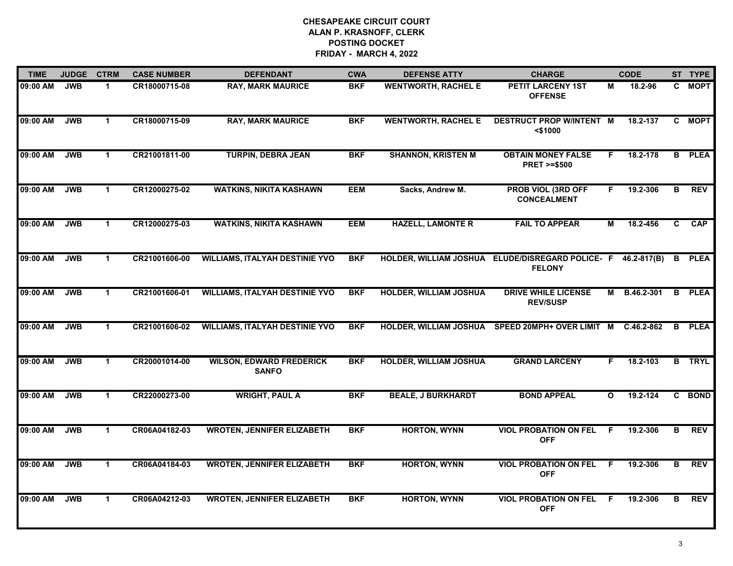**CHESAPEAKE CIRCUIT COURT**
**ALAN P. KRASNOFF, CLERK**
**POSTING DOCKET**
**FRIDAY - MARCH 4, 2022**

| TIME | JUDGE | CTRM | CASE NUMBER | DEFENDANT | CWA | DEFENSE ATTY | CHARGE | | CODE | ST | TYPE |
|---|---|---|---|---|---|---|---|---|---|---|---|
| 09:00 AM | JWB | 1 | CR18000715-08 | RAY, MARK MAURICE | BKF | WENTWORTH, RACHEL E | PETIT LARCENY 1ST OFFENSE | M | 18.2-96 | C | MOPT |
| 09:00 AM | JWB | 1 | CR18000715-09 | RAY, MARK MAURICE | BKF | WENTWORTH, RACHEL E | DESTRUCT PROP W/INTENT <$1000 | M | 18.2-137 | C | MOPT |
| 09:00 AM | JWB | 1 | CR21001811-00 | TURPIN, DEBRA JEAN | BKF | SHANNON, KRISTEN M | OBTAIN MONEY FALSE PRET >=$500 | F | 18.2-178 | B | PLEA |
| 09:00 AM | JWB | 1 | CR12000275-02 | WATKINS, NIKITA KASHAWN | EEM | Sacks, Andrew M. | PROB VIOL (3RD OFF CONCEALMENT | F | 19.2-306 | B | REV |
| 09:00 AM | JWB | 1 | CR12000275-03 | WATKINS, NIKITA KASHAWN | EEM | HAZELL, LAMONTE R | FAIL TO APPEAR | M | 18.2-456 | C | CAP |
| 09:00 AM | JWB | 1 | CR21001606-00 | WILLIAMS, ITALYAH DESTINIE YVO | BKF | HOLDER, WILLIAM JOSHUA | ELUDE/DISREGARD POLICE-FELONY | F | 46.2-817(B) | B | PLEA |
| 09:00 AM | JWB | 1 | CR21001606-01 | WILLIAMS, ITALYAH DESTINIE YVO | BKF | HOLDER, WILLIAM JOSHUA | DRIVE WHILE LICENSE REV/SUSP | M | B.46.2-301 | B | PLEA |
| 09:00 AM | JWB | 1 | CR21001606-02 | WILLIAMS, ITALYAH DESTINIE YVO | BKF | HOLDER, WILLIAM JOSHUA | SPEED 20MPH+ OVER LIMIT | M | C.46.2-862 | B | PLEA |
| 09:00 AM | JWB | 1 | CR20001014-00 | WILSON, EDWARD FREDERICK SANFO | BKF | HOLDER, WILLIAM JOSHUA | GRAND LARCENY | F | 18.2-103 | B | TRYL |
| 09:00 AM | JWB | 1 | CR22000273-00 | WRIGHT, PAUL A | BKF | BEALE, J BURKHARDT | BOND APPEAL | O | 19.2-124 | C | BOND |
| 09:00 AM | JWB | 1 | CR06A04182-03 | WROTEN, JENNIFER ELIZABETH | BKF | HORTON, WYNN | VIOL PROBATION ON FEL OFF | F | 19.2-306 | B | REV |
| 09:00 AM | JWB | 1 | CR06A04184-03 | WROTEN, JENNIFER ELIZABETH | BKF | HORTON, WYNN | VIOL PROBATION ON FEL OFF | F | 19.2-306 | B | REV |
| 09:00 AM | JWB | 1 | CR06A04212-03 | WROTEN, JENNIFER ELIZABETH | BKF | HORTON, WYNN | VIOL PROBATION ON FEL OFF | F | 19.2-306 | B | REV |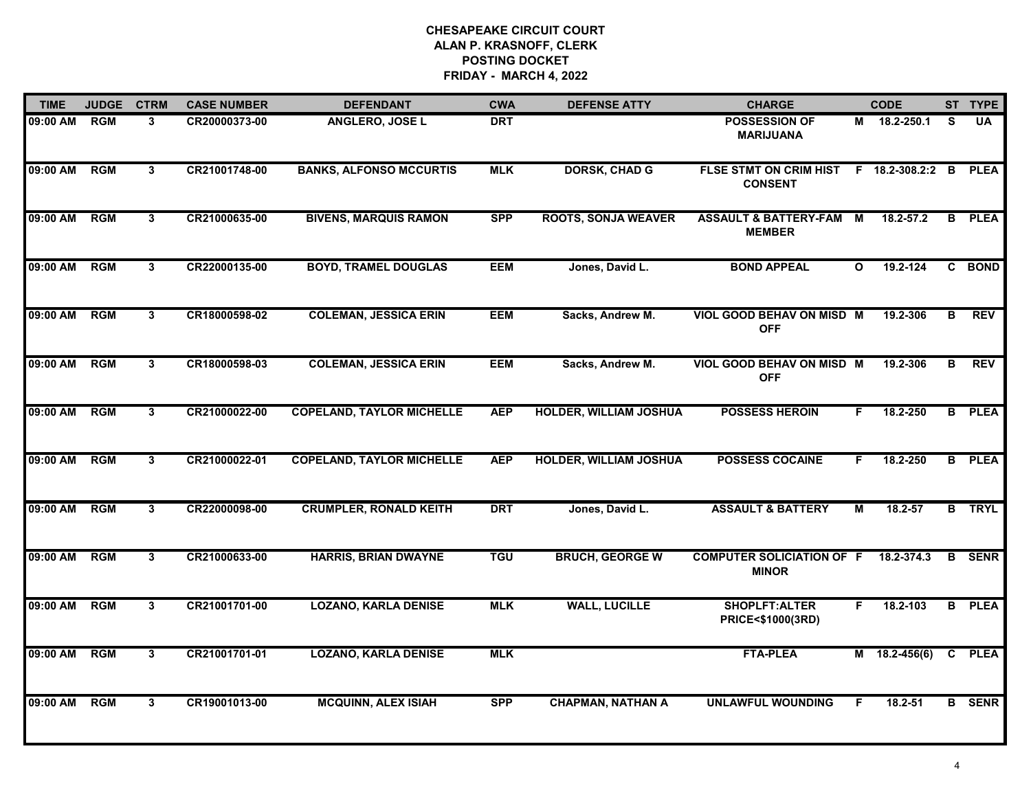# CHESAPEAKE CIRCUIT COURT
## ALAN P. KRASNOFF, CLERK
## POSTING DOCKET
## FRIDAY - MARCH 4, 2022

| TIME | JUDGE | CTRM | CASE NUMBER | DEFENDANT | CWA | DEFENSE ATTY | CHARGE | | CODE | ST | TYPE |
|---|---|---|---|---|---|---|---|---|---|---|---|
| 09:00 AM | RGM | 3 | CR20000373-00 | ANGLERO, JOSE L | DRT | | POSSESSION OF MARIJUANA | M | 18.2-250.1 | S | UA |
| 09:00 AM | RGM | 3 | CR21001748-00 | BANKS, ALFONSO MCCURTIS | MLK | DORSK, CHAD G | FLSE STMT ON CRIM HIST CONSENT | F | 18.2-308.2:2 | B | PLEA |
| 09:00 AM | RGM | 3 | CR21000635-00 | BIVENS, MARQUIS RAMON | SPP | ROOTS, SONJA WEAVER | ASSAULT & BATTERY-FAM MEMBER | M | 18.2-57.2 | B | PLEA |
| 09:00 AM | RGM | 3 | CR22000135-00 | BOYD, TRAMEL DOUGLAS | EEM | Jones, David L. | BOND APPEAL | O | 19.2-124 | C | BOND |
| 09:00 AM | RGM | 3 | CR18000598-02 | COLEMAN, JESSICA ERIN | EEM | Sacks, Andrew M. | VIOL GOOD BEHAV ON MISD OFF | M | 19.2-306 | B | REV |
| 09:00 AM | RGM | 3 | CR18000598-03 | COLEMAN, JESSICA ERIN | EEM | Sacks, Andrew M. | VIOL GOOD BEHAV ON MISD OFF | M | 19.2-306 | B | REV |
| 09:00 AM | RGM | 3 | CR21000022-00 | COPELAND, TAYLOR MICHELLE | AEP | HOLDER, WILLIAM JOSHUA | POSSESS HEROIN | F | 18.2-250 | B | PLEA |
| 09:00 AM | RGM | 3 | CR21000022-01 | COPELAND, TAYLOR MICHELLE | AEP | HOLDER, WILLIAM JOSHUA | POSSESS COCAINE | F | 18.2-250 | B | PLEA |
| 09:00 AM | RGM | 3 | CR22000098-00 | CRUMPLER, RONALD KEITH | DRT | Jones, David L. | ASSAULT & BATTERY | M | 18.2-57 | B | TRYL |
| 09:00 AM | RGM | 3 | CR21000633-00 | HARRIS, BRIAN DWAYNE | TGU | BRUCH, GEORGE W | COMPUTER SOLICIATION OF MINOR | F | 18.2-374.3 | B | SENR |
| 09:00 AM | RGM | 3 | CR21001701-00 | LOZANO, KARLA DENISE | MLK | WALL, LUCILLE | SHOPLFT:ALTER PRICE<$1000(3RD) | F | 18.2-103 | B | PLEA |
| 09:00 AM | RGM | 3 | CR21001701-01 | LOZANO, KARLA DENISE | MLK | | FTA-PLEA | M | 18.2-456(6) | C | PLEA |
| 09:00 AM | RGM | 3 | CR19001013-00 | MCQUINN, ALEX ISIAH | SPP | CHAPMAN, NATHAN A | UNLAWFUL WOUNDING | F | 18.2-51 | B | SENR |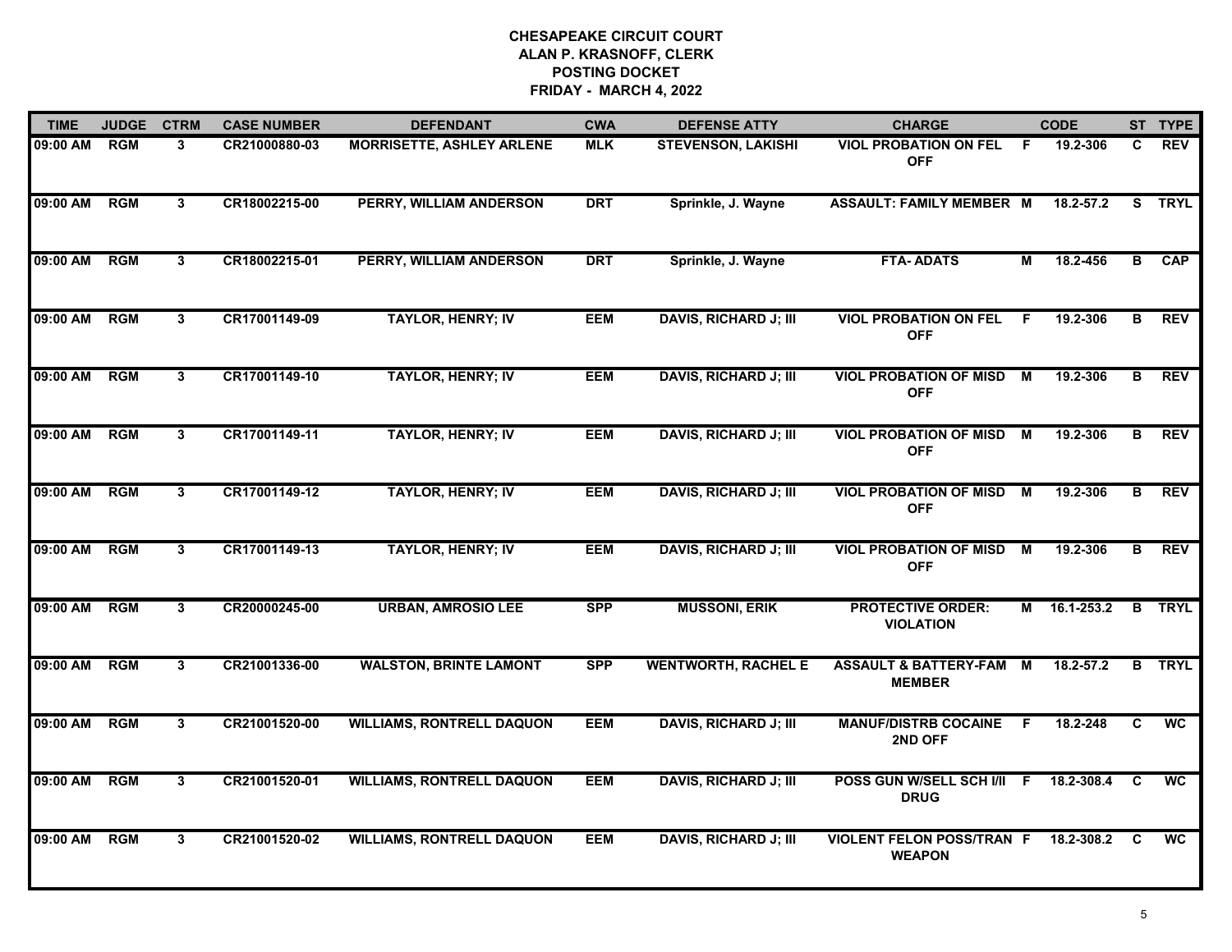# CHESAPEAKE CIRCUIT COURT
## ALAN P. KRASNOFF, CLERK
## POSTING DOCKET
## FRIDAY - MARCH 4, 2022

| TIME | JUDGE | CTRM | CASE NUMBER | DEFENDANT | CWA | DEFENSE ATTY | CHARGE | | CODE | ST | TYPE |
|---|---|---|---|---|---|---|---|---|---|---|---|
| 09:00 AM | RGM | 3 | CR21000880-03 | MORRISETTE, ASHLEY ARLENE | MLK | STEVENSON, LAKISHI | VIOL PROBATION ON FEL OFF | F | 19.2-306 | C | REV |
| 09:00 AM | RGM | 3 | CR18002215-00 | PERRY, WILLIAM ANDERSON | DRT | Sprinkle, J. Wayne | ASSAULT: FAMILY MEMBER | M | 18.2-57.2 | S | TRYL |
| 09:00 AM | RGM | 3 | CR18002215-01 | PERRY, WILLIAM ANDERSON | DRT | Sprinkle, J. Wayne | FTA- ADATS | M | 18.2-456 | B | CAP |
| 09:00 AM | RGM | 3 | CR17001149-09 | TAYLOR, HENRY; IV | EEM | DAVIS, RICHARD J; III | VIOL PROBATION ON FEL OFF | F | 19.2-306 | B | REV |
| 09:00 AM | RGM | 3 | CR17001149-10 | TAYLOR, HENRY; IV | EEM | DAVIS, RICHARD J; III | VIOL PROBATION OF MISD OFF | M | 19.2-306 | B | REV |
| 09:00 AM | RGM | 3 | CR17001149-11 | TAYLOR, HENRY; IV | EEM | DAVIS, RICHARD J; III | VIOL PROBATION OF MISD OFF | M | 19.2-306 | B | REV |
| 09:00 AM | RGM | 3 | CR17001149-12 | TAYLOR, HENRY; IV | EEM | DAVIS, RICHARD J; III | VIOL PROBATION OF MISD OFF | M | 19.2-306 | B | REV |
| 09:00 AM | RGM | 3 | CR17001149-13 | TAYLOR, HENRY; IV | EEM | DAVIS, RICHARD J; III | VIOL PROBATION OF MISD OFF | M | 19.2-306 | B | REV |
| 09:00 AM | RGM | 3 | CR20000245-00 | URBAN, AMROSIO LEE | SPP | MUSSONI, ERIK | PROTECTIVE ORDER: VIOLATION | M | 16.1-253.2 | B | TRYL |
| 09:00 AM | RGM | 3 | CR21001336-00 | WALSTON, BRINTE LAMONT | SPP | WENTWORTH, RACHEL E | ASSAULT & BATTERY-FAM MEMBER | M | 18.2-57.2 | B | TRYL |
| 09:00 AM | RGM | 3 | CR21001520-00 | WILLIAMS, RONTRELL DAQUON | EEM | DAVIS, RICHARD J; III | MANUF/DISTRB COCAINE 2ND OFF | F | 18.2-248 | C | WC |
| 09:00 AM | RGM | 3 | CR21001520-01 | WILLIAMS, RONTRELL DAQUON | EEM | DAVIS, RICHARD J; III | POSS GUN W/SELL SCH I/II DRUG | F | 18.2-308.4 | C | WC |
| 09:00 AM | RGM | 3 | CR21001520-02 | WILLIAMS, RONTRELL DAQUON | EEM | DAVIS, RICHARD J; III | VIOLENT FELON POSS/TRAN WEAPON | F | 18.2-308.2 | C | WC |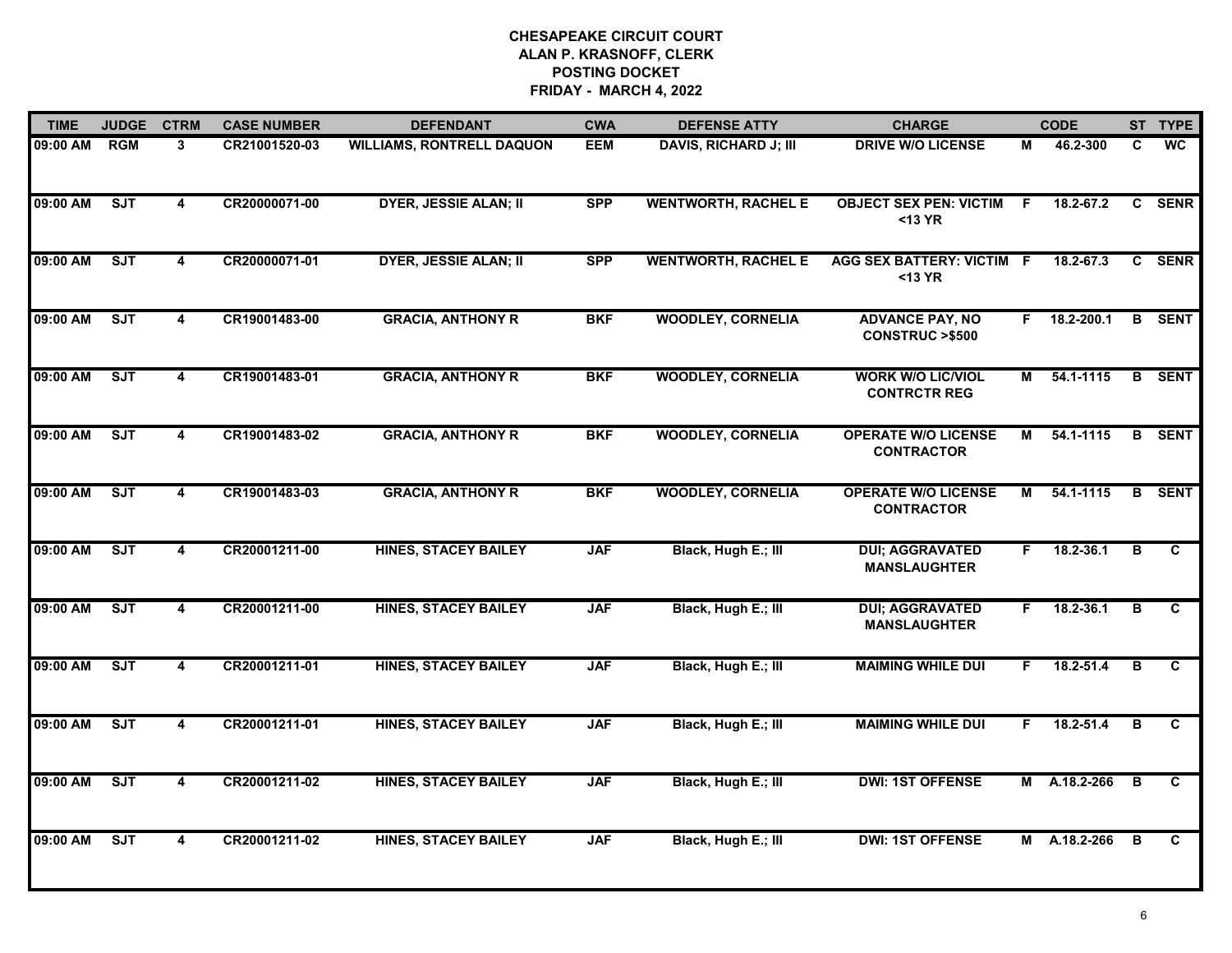**CHESAPEAKE CIRCUIT COURT**
**ALAN P. KRASNOFF, CLERK**
**POSTING DOCKET**
**FRIDAY - MARCH 4, 2022**

| TIME | JUDGE | CTRM | CASE NUMBER | DEFENDANT | CWA | DEFENSE ATTY | CHARGE | | CODE | ST | TYPE |
|---|---|---|---|---|---|---|---|---|---|---|---|
| 09:00 AM | RGM | 3 | CR21001520-03 | WILLIAMS, RONTRELL DAQUON | EEM | DAVIS, RICHARD J; III | DRIVE W/O LICENSE | M | 46.2-300 | C | WC |
| 09:00 AM | SJT | 4 | CR20000071-00 | DYER, JESSIE ALAN; II | SPP | WENTWORTH, RACHEL E | OBJECT SEX PEN: VICTIM <13 YR | F | 18.2-67.2 | C | SENR |
| 09:00 AM | SJT | 4 | CR20000071-01 | DYER, JESSIE ALAN; II | SPP | WENTWORTH, RACHEL E | AGG SEX BATTERY: VICTIM <13 YR | F | 18.2-67.3 | C | SENR |
| 09:00 AM | SJT | 4 | CR19001483-00 | GRACIA, ANTHONY R | BKF | WOODLEY, CORNELIA | ADVANCE PAY, NO CONSTRUC >$500 | F | 18.2-200.1 | B | SENT |
| 09:00 AM | SJT | 4 | CR19001483-01 | GRACIA, ANTHONY R | BKF | WOODLEY, CORNELIA | WORK W/O LIC/VIOL CONTRCTR REG | M | 54.1-1115 | B | SENT |
| 09:00 AM | SJT | 4 | CR19001483-02 | GRACIA, ANTHONY R | BKF | WOODLEY, CORNELIA | OPERATE W/O LICENSE CONTRACTOR | M | 54.1-1115 | B | SENT |
| 09:00 AM | SJT | 4 | CR19001483-03 | GRACIA, ANTHONY R | BKF | WOODLEY, CORNELIA | OPERATE W/O LICENSE CONTRACTOR | M | 54.1-1115 | B | SENT |
| 09:00 AM | SJT | 4 | CR20001211-00 | HINES, STACEY BAILEY | JAF | Black, Hugh E.; III | DUI; AGGRAVATED MANSLAUGHTER | F | 18.2-36.1 | B | C |
| 09:00 AM | SJT | 4 | CR20001211-00 | HINES, STACEY BAILEY | JAF | Black, Hugh E.; III | DUI; AGGRAVATED MANSLAUGHTER | F | 18.2-36.1 | B | C |
| 09:00 AM | SJT | 4 | CR20001211-01 | HINES, STACEY BAILEY | JAF | Black, Hugh E.; III | MAIMING WHILE DUI | F | 18.2-51.4 | B | C |
| 09:00 AM | SJT | 4 | CR20001211-01 | HINES, STACEY BAILEY | JAF | Black, Hugh E.; III | MAIMING WHILE DUI | F | 18.2-51.4 | B | C |
| 09:00 AM | SJT | 4 | CR20001211-02 | HINES, STACEY BAILEY | JAF | Black, Hugh E.; III | DWI: 1ST OFFENSE | M | A.18.2-266 | B | C |
| 09:00 AM | SJT | 4 | CR20001211-02 | HINES, STACEY BAILEY | JAF | Black, Hugh E.; III | DWI: 1ST OFFENSE | M | A.18.2-266 | B | C |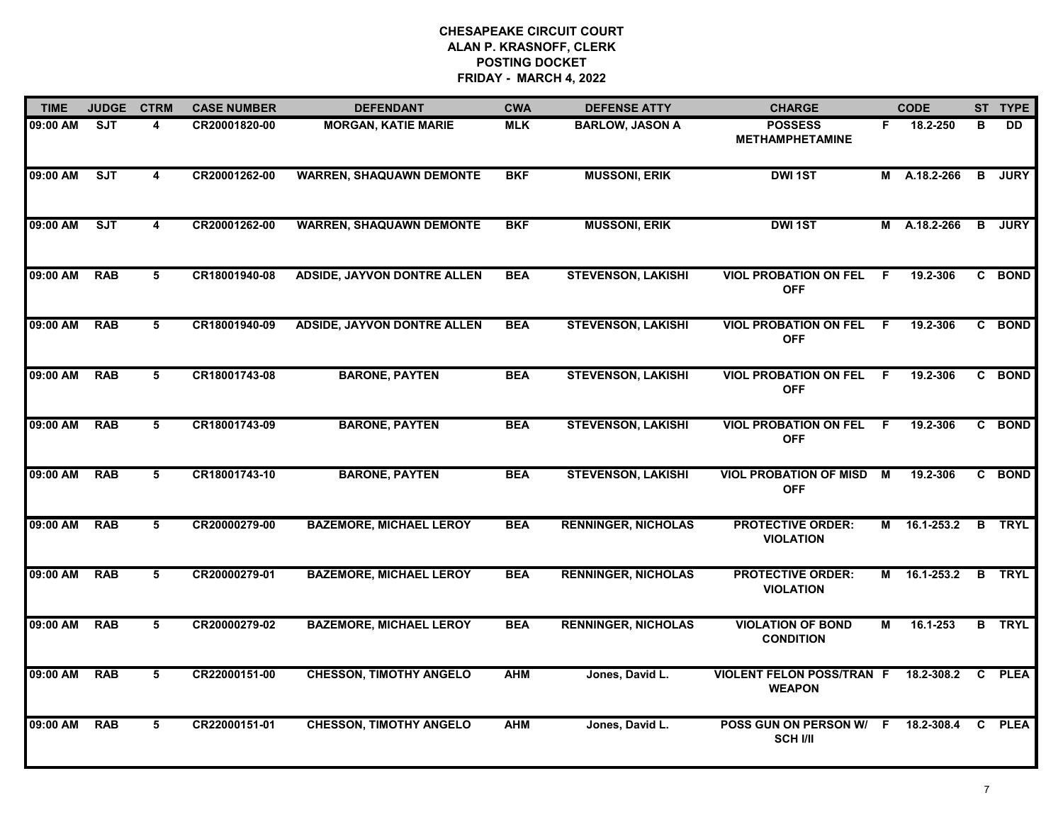**CHESAPEAKE CIRCUIT COURT**
**ALAN P. KRASNOFF, CLERK**
**POSTING DOCKET**
**FRIDAY - MARCH 4, 2022**

| TIME | JUDGE | CTRM | CASE NUMBER | DEFENDANT | CWA | DEFENSE ATTY | CHARGE | | CODE | ST | TYPE |
|---|---|---|---|---|---|---|---|---|---|---|---|
| 09:00 AM | SJT | 4 | CR20001820-00 | MORGAN, KATIE MARIE | MLK | BARLOW, JASON A | POSSESS METHAMPHETAMINE | F | 18.2-250 | B | DD |
| 09:00 AM | SJT | 4 | CR20001262-00 | WARREN, SHAQUAWN DEMONTE | BKF | MUSSONI, ERIK | DWI 1ST | M | A.18.2-266 | B | JURY |
| 09:00 AM | SJT | 4 | CR20001262-00 | WARREN, SHAQUAWN DEMONTE | BKF | MUSSONI, ERIK | DWI 1ST | M | A.18.2-266 | B | JURY |
| 09:00 AM | RAB | 5 | CR18001940-08 | ADSIDE, JAYVON DONTRE ALLEN | BEA | STEVENSON, LAKISHI | VIOL PROBATION ON FEL OFF | F | 19.2-306 | C | BOND |
| 09:00 AM | RAB | 5 | CR18001940-09 | ADSIDE, JAYVON DONTRE ALLEN | BEA | STEVENSON, LAKISHI | VIOL PROBATION ON FEL OFF | F | 19.2-306 | C | BOND |
| 09:00 AM | RAB | 5 | CR18001743-08 | BARONE, PAYTEN | BEA | STEVENSON, LAKISHI | VIOL PROBATION ON FEL OFF | F | 19.2-306 | C | BOND |
| 09:00 AM | RAB | 5 | CR18001743-09 | BARONE, PAYTEN | BEA | STEVENSON, LAKISHI | VIOL PROBATION ON FEL OFF | F | 19.2-306 | C | BOND |
| 09:00 AM | RAB | 5 | CR18001743-10 | BARONE, PAYTEN | BEA | STEVENSON, LAKISHI | VIOL PROBATION OF MISD OFF | M | 19.2-306 | C | BOND |
| 09:00 AM | RAB | 5 | CR20000279-00 | BAZEMORE, MICHAEL LEROY | BEA | RENNINGER, NICHOLAS | PROTECTIVE ORDER: VIOLATION | M | 16.1-253.2 | B | TRYL |
| 09:00 AM | RAB | 5 | CR20000279-01 | BAZEMORE, MICHAEL LEROY | BEA | RENNINGER, NICHOLAS | PROTECTIVE ORDER: VIOLATION | M | 16.1-253.2 | B | TRYL |
| 09:00 AM | RAB | 5 | CR20000279-02 | BAZEMORE, MICHAEL LEROY | BEA | RENNINGER, NICHOLAS | VIOLATION OF BOND CONDITION | M | 16.1-253 | B | TRYL |
| 09:00 AM | RAB | 5 | CR22000151-00 | CHESSON, TIMOTHY ANGELO | AHM | Jones, David L. | VIOLENT FELON POSS/TRAN WEAPON | F | 18.2-308.2 | C | PLEA |
| 09:00 AM | RAB | 5 | CR22000151-01 | CHESSON, TIMOTHY ANGELO | AHM | Jones, David L. | POSS GUN ON PERSON W/ SCH I/II | F | 18.2-308.4 | C | PLEA |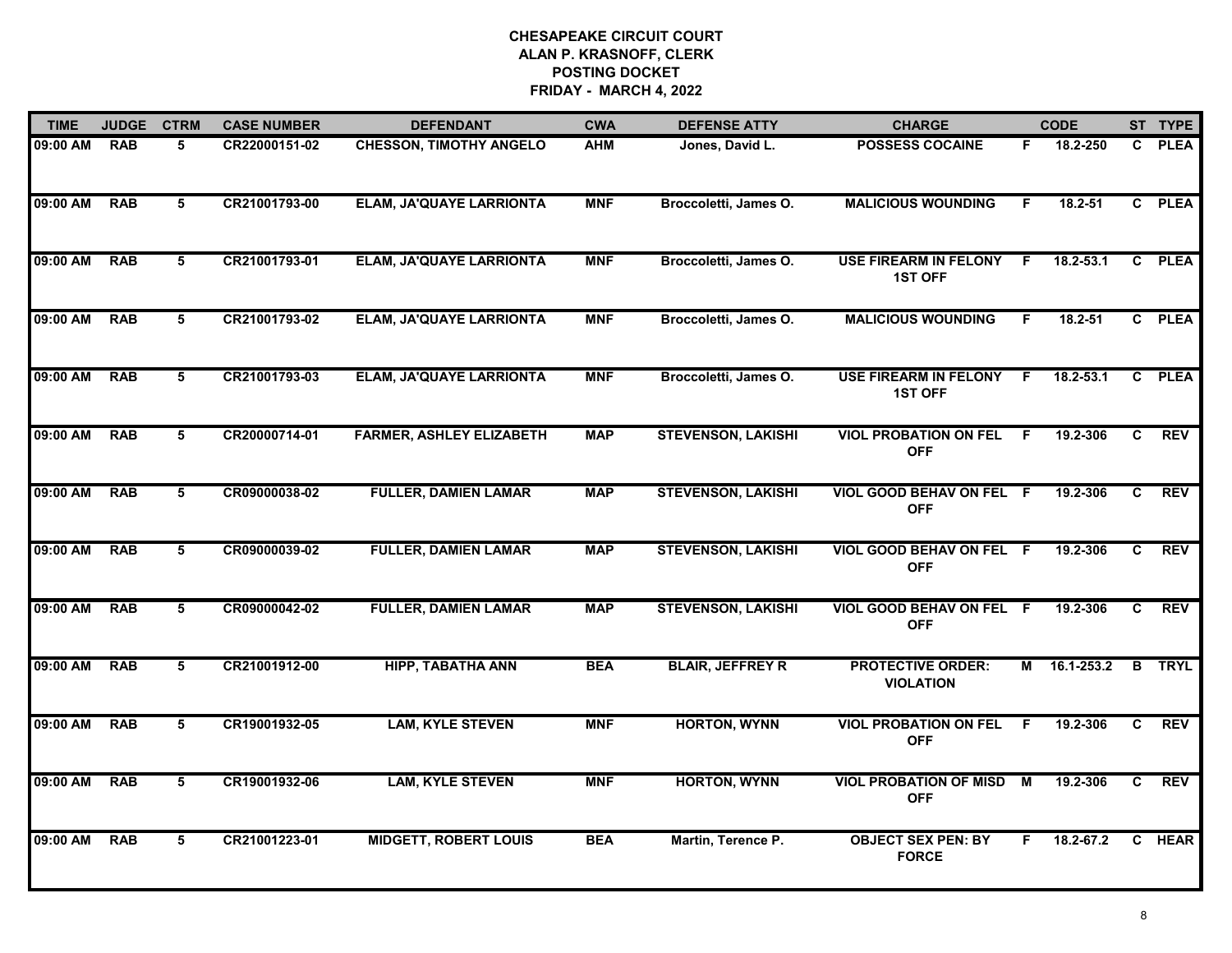**CHESAPEAKE CIRCUIT COURT**
**ALAN P. KRASNOFF, CLERK**
**POSTING DOCKET**
**FRIDAY - MARCH 4, 2022**

| TIME | JUDGE | CTRM | CASE NUMBER | DEFENDANT | CWA | DEFENSE ATTY | CHARGE | | CODE | ST | TYPE |
|---|---|---|---|---|---|---|---|---|---|---|---|
| 09:00 AM | RAB | 5 | CR22000151-02 | CHESSON, TIMOTHY ANGELO | AHM | Jones, David L. | POSSESS COCAINE | F | 18.2-250 | C | PLEA |
| 09:00 AM | RAB | 5 | CR21001793-00 | ELAM, JA'QUAYE LARRIONTA | MNF | Broccoletti, James O. | MALICIOUS WOUNDING | F | 18.2-51 | C | PLEA |
| 09:00 AM | RAB | 5 | CR21001793-01 | ELAM, JA'QUAYE LARRIONTA | MNF | Broccoletti, James O. | USE FIREARM IN FELONY 1ST OFF | F | 18.2-53.1 | C | PLEA |
| 09:00 AM | RAB | 5 | CR21001793-02 | ELAM, JA'QUAYE LARRIONTA | MNF | Broccoletti, James O. | MALICIOUS WOUNDING | F | 18.2-51 | C | PLEA |
| 09:00 AM | RAB | 5 | CR21001793-03 | ELAM, JA'QUAYE LARRIONTA | MNF | Broccoletti, James O. | USE FIREARM IN FELONY 1ST OFF | F | 18.2-53.1 | C | PLEA |
| 09:00 AM | RAB | 5 | CR20000714-01 | FARMER, ASHLEY ELIZABETH | MAP | STEVENSON, LAKISHI | VIOL PROBATION ON FEL OFF | F | 19.2-306 | C | REV |
| 09:00 AM | RAB | 5 | CR09000038-02 | FULLER, DAMIEN LAMAR | MAP | STEVENSON, LAKISHI | VIOL GOOD BEHAV ON FEL OFF | F | 19.2-306 | C | REV |
| 09:00 AM | RAB | 5 | CR09000039-02 | FULLER, DAMIEN LAMAR | MAP | STEVENSON, LAKISHI | VIOL GOOD BEHAV ON FEL OFF | F | 19.2-306 | C | REV |
| 09:00 AM | RAB | 5 | CR09000042-02 | FULLER, DAMIEN LAMAR | MAP | STEVENSON, LAKISHI | VIOL GOOD BEHAV ON FEL OFF | F | 19.2-306 | C | REV |
| 09:00 AM | RAB | 5 | CR21001912-00 | HIPP, TABATHA ANN | BEA | BLAIR, JEFFREY R | PROTECTIVE ORDER: VIOLATION | M | 16.1-253.2 | B | TRYL |
| 09:00 AM | RAB | 5 | CR19001932-05 | LAM, KYLE STEVEN | MNF | HORTON, WYNN | VIOL PROBATION ON FEL OFF | F | 19.2-306 | C | REV |
| 09:00 AM | RAB | 5 | CR19001932-06 | LAM, KYLE STEVEN | MNF | HORTON, WYNN | VIOL PROBATION OF MISD OFF | M | 19.2-306 | C | REV |
| 09:00 AM | RAB | 5 | CR21001223-01 | MIDGETT, ROBERT LOUIS | BEA | Martin, Terence P. | OBJECT SEX PEN: BY FORCE | F | 18.2-67.2 | C | HEAR |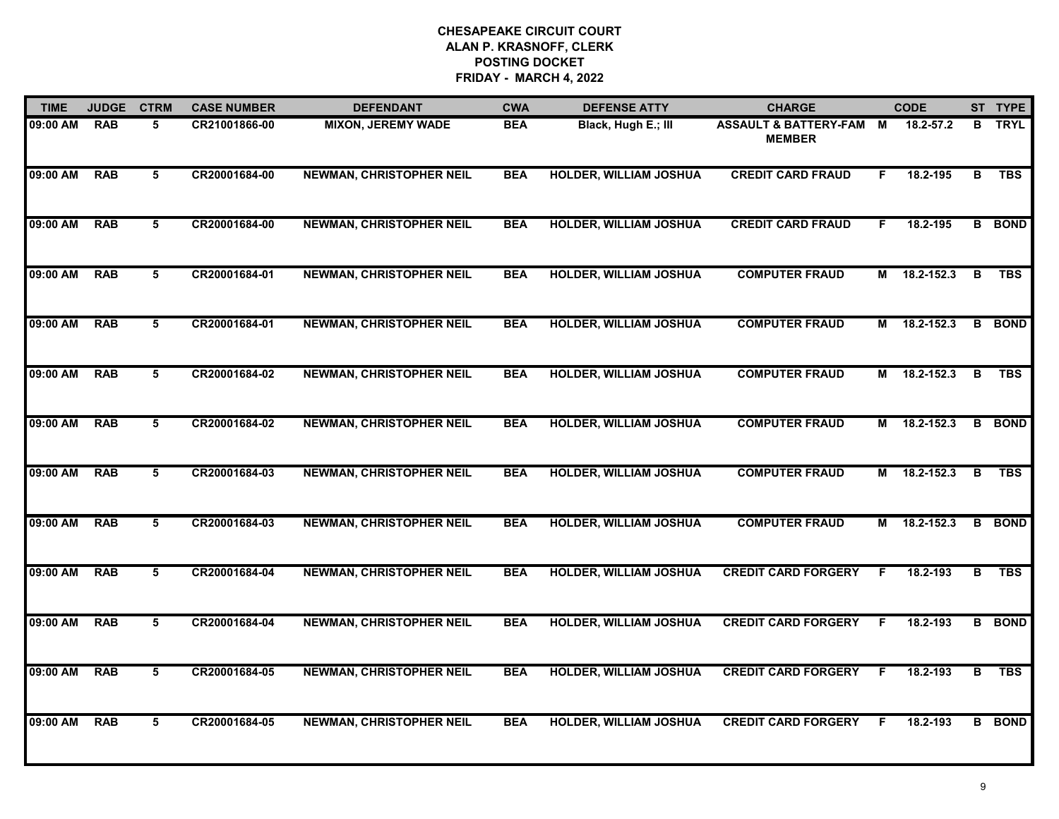**CHESAPEAKE CIRCUIT COURT**
**ALAN P. KRASNOFF, CLERK**
**POSTING DOCKET**
**FRIDAY - MARCH 4, 2022**

| TIME | JUDGE | CTRM | CASE NUMBER | DEFENDANT | CWA | DEFENSE ATTY | CHARGE | | CODE | ST | TYPE |
|---|---|---|---|---|---|---|---|---|---|---|---|
| 09:00 AM | RAB | 5 | CR21001866-00 | MIXON, JEREMY WADE | BEA | Black, Hugh E.; III | ASSAULT & BATTERY-FAM MEMBER | M | 18.2-57.2 | B | TRYL |
| 09:00 AM | RAB | 5 | CR20001684-00 | NEWMAN, CHRISTOPHER NEIL | BEA | HOLDER, WILLIAM JOSHUA | CREDIT CARD FRAUD | F | 18.2-195 | B | TBS |
| 09:00 AM | RAB | 5 | CR20001684-00 | NEWMAN, CHRISTOPHER NEIL | BEA | HOLDER, WILLIAM JOSHUA | CREDIT CARD FRAUD | F | 18.2-195 | B | BOND |
| 09:00 AM | RAB | 5 | CR20001684-01 | NEWMAN, CHRISTOPHER NEIL | BEA | HOLDER, WILLIAM JOSHUA | COMPUTER FRAUD | M | 18.2-152.3 | B | TBS |
| 09:00 AM | RAB | 5 | CR20001684-01 | NEWMAN, CHRISTOPHER NEIL | BEA | HOLDER, WILLIAM JOSHUA | COMPUTER FRAUD | M | 18.2-152.3 | B | BOND |
| 09:00 AM | RAB | 5 | CR20001684-02 | NEWMAN, CHRISTOPHER NEIL | BEA | HOLDER, WILLIAM JOSHUA | COMPUTER FRAUD | M | 18.2-152.3 | B | TBS |
| 09:00 AM | RAB | 5 | CR20001684-02 | NEWMAN, CHRISTOPHER NEIL | BEA | HOLDER, WILLIAM JOSHUA | COMPUTER FRAUD | M | 18.2-152.3 | B | BOND |
| 09:00 AM | RAB | 5 | CR20001684-03 | NEWMAN, CHRISTOPHER NEIL | BEA | HOLDER, WILLIAM JOSHUA | COMPUTER FRAUD | M | 18.2-152.3 | B | TBS |
| 09:00 AM | RAB | 5 | CR20001684-03 | NEWMAN, CHRISTOPHER NEIL | BEA | HOLDER, WILLIAM JOSHUA | COMPUTER FRAUD | M | 18.2-152.3 | B | BOND |
| 09:00 AM | RAB | 5 | CR20001684-04 | NEWMAN, CHRISTOPHER NEIL | BEA | HOLDER, WILLIAM JOSHUA | CREDIT CARD FORGERY | F | 18.2-193 | B | TBS |
| 09:00 AM | RAB | 5 | CR20001684-04 | NEWMAN, CHRISTOPHER NEIL | BEA | HOLDER, WILLIAM JOSHUA | CREDIT CARD FORGERY | F | 18.2-193 | B | BOND |
| 09:00 AM | RAB | 5 | CR20001684-05 | NEWMAN, CHRISTOPHER NEIL | BEA | HOLDER, WILLIAM JOSHUA | CREDIT CARD FORGERY | F | 18.2-193 | B | TBS |
| 09:00 AM | RAB | 5 | CR20001684-05 | NEWMAN, CHRISTOPHER NEIL | BEA | HOLDER, WILLIAM JOSHUA | CREDIT CARD FORGERY | F | 18.2-193 | B | BOND |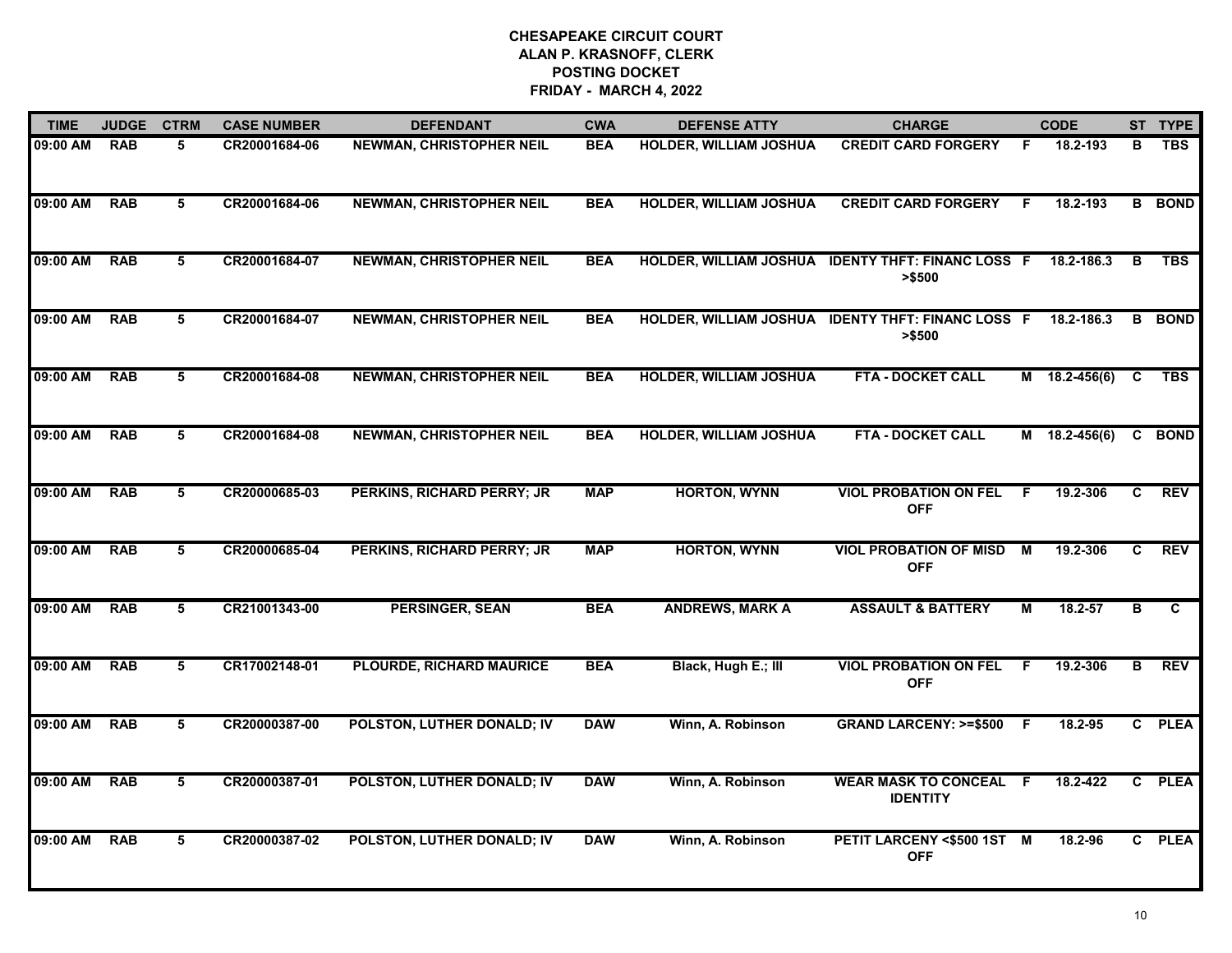# CHESAPEAKE CIRCUIT COURT
## ALAN P. KRASNOFF, CLERK
## POSTING DOCKET
## FRIDAY - MARCH 4, 2022

| TIME | JUDGE | CTRM | CASE NUMBER | DEFENDANT | CWA | DEFENSE ATTY | CHARGE | | CODE | ST | TYPE |
|---|---|---|---|---|---|---|---|---|---|---|---|
| 09:00 AM | RAB | 5 | CR20001684-06 | NEWMAN, CHRISTOPHER NEIL | BEA | HOLDER, WILLIAM JOSHUA | CREDIT CARD FORGERY | F | 18.2-193 | B | TBS |
| 09:00 AM | RAB | 5 | CR20001684-06 | NEWMAN, CHRISTOPHER NEIL | BEA | HOLDER, WILLIAM JOSHUA | CREDIT CARD FORGERY | F | 18.2-193 | B | BOND |
| 09:00 AM | RAB | 5 | CR20001684-07 | NEWMAN, CHRISTOPHER NEIL | BEA | HOLDER, WILLIAM JOSHUA | IDENTY THFT: FINANC LOSS >$500 | F | 18.2-186.3 | B | TBS |
| 09:00 AM | RAB | 5 | CR20001684-07 | NEWMAN, CHRISTOPHER NEIL | BEA | HOLDER, WILLIAM JOSHUA | IDENTY THFT: FINANC LOSS >$500 | F | 18.2-186.3 | B | BOND |
| 09:00 AM | RAB | 5 | CR20001684-08 | NEWMAN, CHRISTOPHER NEIL | BEA | HOLDER, WILLIAM JOSHUA | FTA - DOCKET CALL | M | 18.2-456(6) | C | TBS |
| 09:00 AM | RAB | 5 | CR20001684-08 | NEWMAN, CHRISTOPHER NEIL | BEA | HOLDER, WILLIAM JOSHUA | FTA - DOCKET CALL | M | 18.2-456(6) | C | BOND |
| 09:00 AM | RAB | 5 | CR20000685-03 | PERKINS, RICHARD PERRY; JR | MAP | HORTON, WYNN | VIOL PROBATION ON FEL OFF | F | 19.2-306 | C | REV |
| 09:00 AM | RAB | 5 | CR20000685-04 | PERKINS, RICHARD PERRY; JR | MAP | HORTON, WYNN | VIOL PROBATION OF MISD OFF | M | 19.2-306 | C | REV |
| 09:00 AM | RAB | 5 | CR21001343-00 | PERSINGER, SEAN | BEA | ANDREWS, MARK A | ASSAULT & BATTERY | M | 18.2-57 | B | C |
| 09:00 AM | RAB | 5 | CR17002148-01 | PLOURDE, RICHARD MAURICE | BEA | Black, Hugh E.; III | VIOL PROBATION ON FEL OFF | F | 19.2-306 | B | REV |
| 09:00 AM | RAB | 5 | CR20000387-00 | POLSTON, LUTHER DONALD; IV | DAW | Winn, A. Robinson | GRAND LARCENY: >=$500 | F | 18.2-95 | C | PLEA |
| 09:00 AM | RAB | 5 | CR20000387-01 | POLSTON, LUTHER DONALD; IV | DAW | Winn, A. Robinson | WEAR MASK TO CONCEAL IDENTITY | F | 18.2-422 | C | PLEA |
| 09:00 AM | RAB | 5 | CR20000387-02 | POLSTON, LUTHER DONALD; IV | DAW | Winn, A. Robinson | PETIT LARCENY <$500 1ST OFF | M | 18.2-96 | C | PLEA |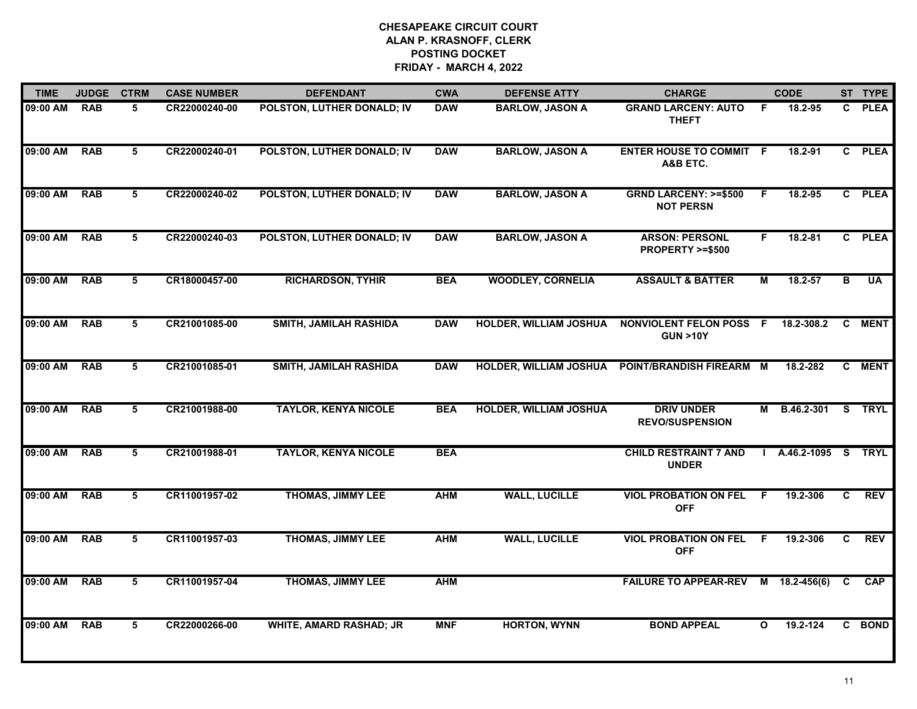**CHESAPEAKE CIRCUIT COURT**
**ALAN P. KRASNOFF, CLERK**
**POSTING DOCKET**
**FRIDAY - MARCH 4, 2022**

| TIME | JUDGE | CTRM | CASE NUMBER | DEFENDANT | CWA | DEFENSE ATTY | CHARGE | | CODE | ST | TYPE |
|---|---|---|---|---|---|---|---|---|---|---|---|
| 09:00 AM | RAB | 5 | CR22000240-00 | POLSTON, LUTHER DONALD; IV | DAW | BARLOW, JASON A | GRAND LARCENY: AUTO THEFT | F | 18.2-95 | C | PLEA |
| 09:00 AM | RAB | 5 | CR22000240-01 | POLSTON, LUTHER DONALD; IV | DAW | BARLOW, JASON A | ENTER HOUSE TO COMMIT A&B ETC. | F | 18.2-91 | C | PLEA |
| 09:00 AM | RAB | 5 | CR22000240-02 | POLSTON, LUTHER DONALD; IV | DAW | BARLOW, JASON A | GRND LARCENY: >=$500 NOT PERSN | F | 18.2-95 | C | PLEA |
| 09:00 AM | RAB | 5 | CR22000240-03 | POLSTON, LUTHER DONALD; IV | DAW | BARLOW, JASON A | ARSON: PERSONL PROPERTY >=$500 | F | 18.2-81 | C | PLEA |
| 09:00 AM | RAB | 5 | CR18000457-00 | RICHARDSON, TYHIR | BEA | WOODLEY, CORNELIA | ASSAULT & BATTER | M | 18.2-57 | B | UA |
| 09:00 AM | RAB | 5 | CR21001085-00 | SMITH, JAMILAH RASHIDA | DAW | HOLDER, WILLIAM JOSHUA | NONVIOLENT FELON POSS GUN >10Y | F | 18.2-308.2 | C | MENT |
| 09:00 AM | RAB | 5 | CR21001085-01 | SMITH, JAMILAH RASHIDA | DAW | HOLDER, WILLIAM JOSHUA | POINT/BRANDISH FIREARM | M | 18.2-282 | C | MENT |
| 09:00 AM | RAB | 5 | CR21001988-00 | TAYLOR, KENYA NICOLE | BEA | HOLDER, WILLIAM JOSHUA | DRIV UNDER REVO/SUSPENSION | M | B.46.2-301 | S | TRYL |
| 09:00 AM | RAB | 5 | CR21001988-01 | TAYLOR, KENYA NICOLE | BEA | | CHILD RESTRAINT 7 AND UNDER | I | A.46.2-1095 | S | TRYL |
| 09:00 AM | RAB | 5 | CR11001957-02 | THOMAS, JIMMY LEE | AHM | WALL, LUCILLE | VIOL PROBATION ON FEL OFF | F | 19.2-306 | C | REV |
| 09:00 AM | RAB | 5 | CR11001957-03 | THOMAS, JIMMY LEE | AHM | WALL, LUCILLE | VIOL PROBATION ON FEL OFF | F | 19.2-306 | C | REV |
| 09:00 AM | RAB | 5 | CR11001957-04 | THOMAS, JIMMY LEE | AHM | | FAILURE TO APPEAR-REV | M | 18.2-456(6) | C | CAP |
| 09:00 AM | RAB | 5 | CR22000266-00 | WHITE, AMARD RASHAD; JR | MNF | HORTON, WYNN | BOND APPEAL | O | 19.2-124 | C | BOND |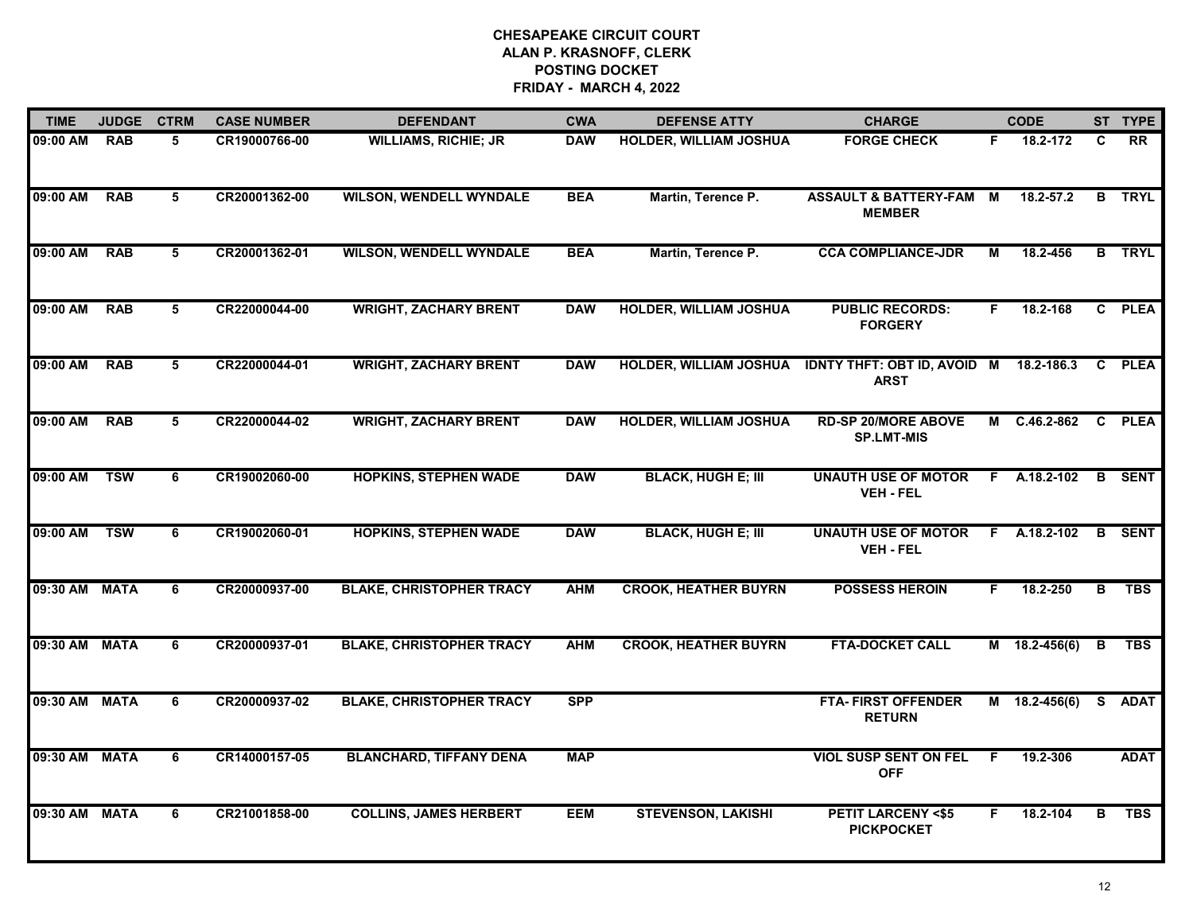# CHESAPEAKE CIRCUIT COURT
## ALAN P. KRASNOFF, CLERK
## POSTING DOCKET
## FRIDAY - MARCH 4, 2022

| TIME | JUDGE | CTRM | CASE NUMBER | DEFENDANT | CWA | DEFENSE ATTY | CHARGE | | CODE | ST | TYPE |
|---|---|---|---|---|---|---|---|---|---|---|---|
| 09:00 AM | RAB | 5 | CR19000766-00 | WILLIAMS, RICHIE; JR | DAW | HOLDER, WILLIAM JOSHUA | FORGE CHECK | F | 18.2-172 | C | RR |
| 09:00 AM | RAB | 5 | CR20001362-00 | WILSON, WENDELL WYNDALE | BEA | Martin, Terence P. | ASSAULT & BATTERY-FAM MEMBER | M | 18.2-57.2 | B | TRYL |
| 09:00 AM | RAB | 5 | CR20001362-01 | WILSON, WENDELL WYNDALE | BEA | Martin, Terence P. | CCA COMPLIANCE-JDR | M | 18.2-456 | B | TRYL |
| 09:00 AM | RAB | 5 | CR22000044-00 | WRIGHT, ZACHARY BRENT | DAW | HOLDER, WILLIAM JOSHUA | PUBLIC RECORDS: FORGERY | F | 18.2-168 | C | PLEA |
| 09:00 AM | RAB | 5 | CR22000044-01 | WRIGHT, ZACHARY BRENT | DAW | HOLDER, WILLIAM JOSHUA | IDNTY THFT: OBT ID, AVOID ARST | M | 18.2-186.3 | C | PLEA |
| 09:00 AM | RAB | 5 | CR22000044-02 | WRIGHT, ZACHARY BRENT | DAW | HOLDER, WILLIAM JOSHUA | RD-SP 20/MORE ABOVE SP.LMT-MIS | M | C.46.2-862 | C | PLEA |
| 09:00 AM | TSW | 6 | CR19002060-00 | HOPKINS, STEPHEN WADE | DAW | BLACK, HUGH E; III | UNAUTH USE OF MOTOR VEH - FEL | F | A.18.2-102 | B | SENT |
| 09:00 AM | TSW | 6 | CR19002060-01 | HOPKINS, STEPHEN WADE | DAW | BLACK, HUGH E; III | UNAUTH USE OF MOTOR VEH - FEL | F | A.18.2-102 | B | SENT |
| 09:30 AM | MATA | 6 | CR20000937-00 | BLAKE, CHRISTOPHER TRACY | AHM | CROOK, HEATHER BUYRN | POSSESS HEROIN | F | 18.2-250 | B | TBS |
| 09:30 AM | MATA | 6 | CR20000937-01 | BLAKE, CHRISTOPHER TRACY | AHM | CROOK, HEATHER BUYRN | FTA-DOCKET CALL | M | 18.2-456(6) | B | TBS |
| 09:30 AM | MATA | 6 | CR20000937-02 | BLAKE, CHRISTOPHER TRACY | SPP | | FTA- FIRST OFFENDER RETURN | M | 18.2-456(6) | S | ADAT |
| 09:30 AM | MATA | 6 | CR14000157-05 | BLANCHARD, TIFFANY DENA | MAP | | VIOL SUSP SENT ON FEL OFF | F | 19.2-306 | | ADAT |
| 09:30 AM | MATA | 6 | CR21001858-00 | COLLINS, JAMES HERBERT | EEM | STEVENSON, LAKISHI | PETIT LARCENY <$5 PICKPOCKET | F | 18.2-104 | B | TBS |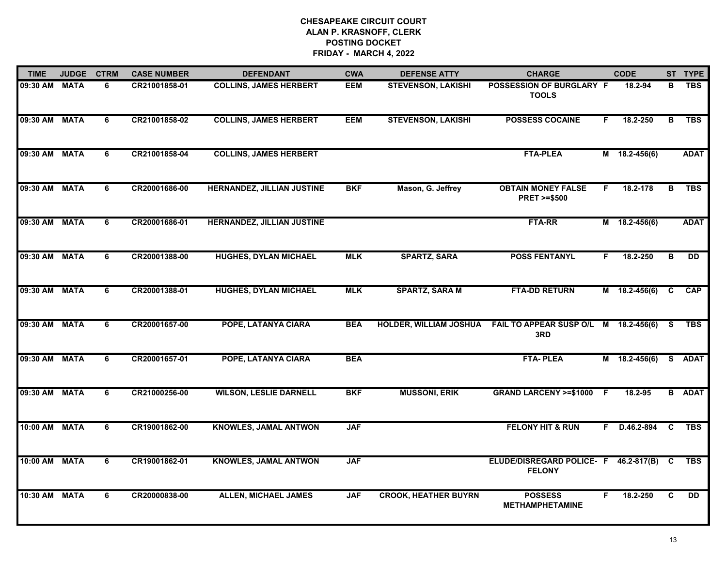# CHESAPEAKE CIRCUIT COURT
## ALAN P. KRASNOFF, CLERK
## POSTING DOCKET
## FRIDAY - MARCH 4, 2022

| TIME | JUDGE | CTRM | CASE NUMBER | DEFENDANT | CWA | DEFENSE ATTY | CHARGE | | CODE | ST | TYPE |
|---|---|---|---|---|---|---|---|---|---|---|---|
| 09:30 AM | MATA | 6 | CR21001858-01 | COLLINS, JAMES HERBERT | EEM | STEVENSON, LAKISHI | POSSESSION OF BURGLARY TOOLS | F | 18.2-94 | B | TBS |
| 09:30 AM | MATA | 6 | CR21001858-02 | COLLINS, JAMES HERBERT | EEM | STEVENSON, LAKISHI | POSSESS COCAINE | F | 18.2-250 | B | TBS |
| 09:30 AM | MATA | 6 | CR21001858-04 | COLLINS, JAMES HERBERT | | | FTA-PLEA | M | 18.2-456(6) | | ADAT |
| 09:30 AM | MATA | 6 | CR20001686-00 | HERNANDEZ, JILLIAN JUSTINE | BKF | Mason, G. Jeffrey | OBTAIN MONEY FALSE PRET >=$500 | F | 18.2-178 | B | TBS |
| 09:30 AM | MATA | 6 | CR20001686-01 | HERNANDEZ, JILLIAN JUSTINE | | | FTA-RR | M | 18.2-456(6) | | ADAT |
| 09:30 AM | MATA | 6 | CR20001388-00 | HUGHES, DYLAN MICHAEL | MLK | SPARTZ, SARA | POSS FENTANYL | F | 18.2-250 | B | DD |
| 09:30 AM | MATA | 6 | CR20001388-01 | HUGHES, DYLAN MICHAEL | MLK | SPARTZ, SARA M | FTA-DD RETURN | M | 18.2-456(6) | C | CAP |
| 09:30 AM | MATA | 6 | CR20001657-00 | POPE, LATANYA CIARA | BEA | HOLDER, WILLIAM JOSHUA | FAIL TO APPEAR SUSP O/L 3RD | M | 18.2-456(6) | S | TBS |
| 09:30 AM | MATA | 6 | CR20001657-01 | POPE, LATANYA CIARA | BEA | | FTA- PLEA | M | 18.2-456(6) | S | ADAT |
| 09:30 AM | MATA | 6 | CR21000256-00 | WILSON, LESLIE DARNELL | BKF | MUSSONI, ERIK | GRAND LARCENY >=$1000 | F | 18.2-95 | B | ADAT |
| 10:00 AM | MATA | 6 | CR19001862-00 | KNOWLES, JAMAL ANTWON | JAF | | FELONY HIT & RUN | F | D.46.2-894 | C | TBS |
| 10:00 AM | MATA | 6 | CR19001862-01 | KNOWLES, JAMAL ANTWON | JAF | | ELUDE/DISREGARD POLICE- FELONY | F | 46.2-817(B) | C | TBS |
| 10:30 AM | MATA | 6 | CR20000838-00 | ALLEN, MICHAEL JAMES | JAF | CROOK, HEATHER BUYRN | POSSESS METHAMPHETAMINE | F | 18.2-250 | C | DD |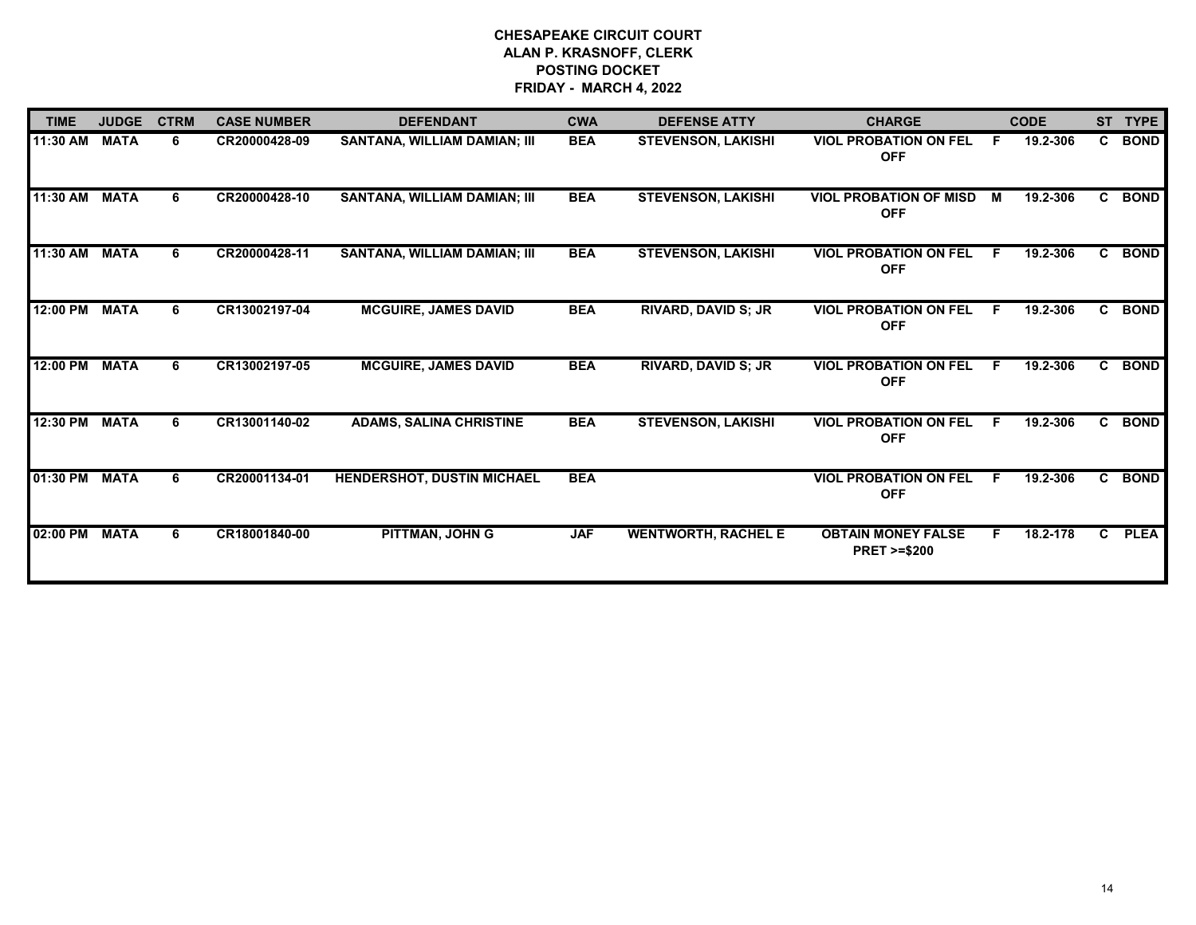# CHESAPEAKE CIRCUIT COURT
## ALAN P. KRASNOFF, CLERK
## POSTING DOCKET
## FRIDAY - MARCH 4, 2022

| TIME | JUDGE | CTRM | CASE NUMBER | DEFENDANT | CWA | DEFENSE ATTY | CHARGE | | CODE | ST | TYPE |
|---|---|---|---|---|---|---|---|---|---|---|---|
| 11:30 AM | MATA | 6 | CR20000428-09 | SANTANA, WILLIAM DAMIAN; III | BEA | STEVENSON, LAKISHI | VIOL PROBATION ON FEL OFF | F | 19.2-306 | C | BOND |
| 11:30 AM | MATA | 6 | CR20000428-10 | SANTANA, WILLIAM DAMIAN; III | BEA | STEVENSON, LAKISHI | VIOL PROBATION OF MISD OFF | M | 19.2-306 | C | BOND |
| 11:30 AM | MATA | 6 | CR20000428-11 | SANTANA, WILLIAM DAMIAN; III | BEA | STEVENSON, LAKISHI | VIOL PROBATION ON FEL OFF | F | 19.2-306 | C | BOND |
| 12:00 PM | MATA | 6 | CR13002197-04 | MCGUIRE, JAMES DAVID | BEA | RIVARD, DAVID S; JR | VIOL PROBATION ON FEL OFF | F | 19.2-306 | C | BOND |
| 12:00 PM | MATA | 6 | CR13002197-05 | MCGUIRE, JAMES DAVID | BEA | RIVARD, DAVID S; JR | VIOL PROBATION ON FEL OFF | F | 19.2-306 | C | BOND |
| 12:30 PM | MATA | 6 | CR13001140-02 | ADAMS, SALINA CHRISTINE | BEA | STEVENSON, LAKISHI | VIOL PROBATION ON FEL OFF | F | 19.2-306 | C | BOND |
| 01:30 PM | MATA | 6 | CR20001134-01 | HENDERSHOT, DUSTIN MICHAEL | BEA | | VIOL PROBATION ON FEL OFF | F | 19.2-306 | C | BOND |
| 02:00 PM | MATA | 6 | CR18001840-00 | PITTMAN, JOHN G | JAF | WENTWORTH, RACHEL E | OBTAIN MONEY FALSE PRET >=$200 | F | 18.2-178 | C | PLEA |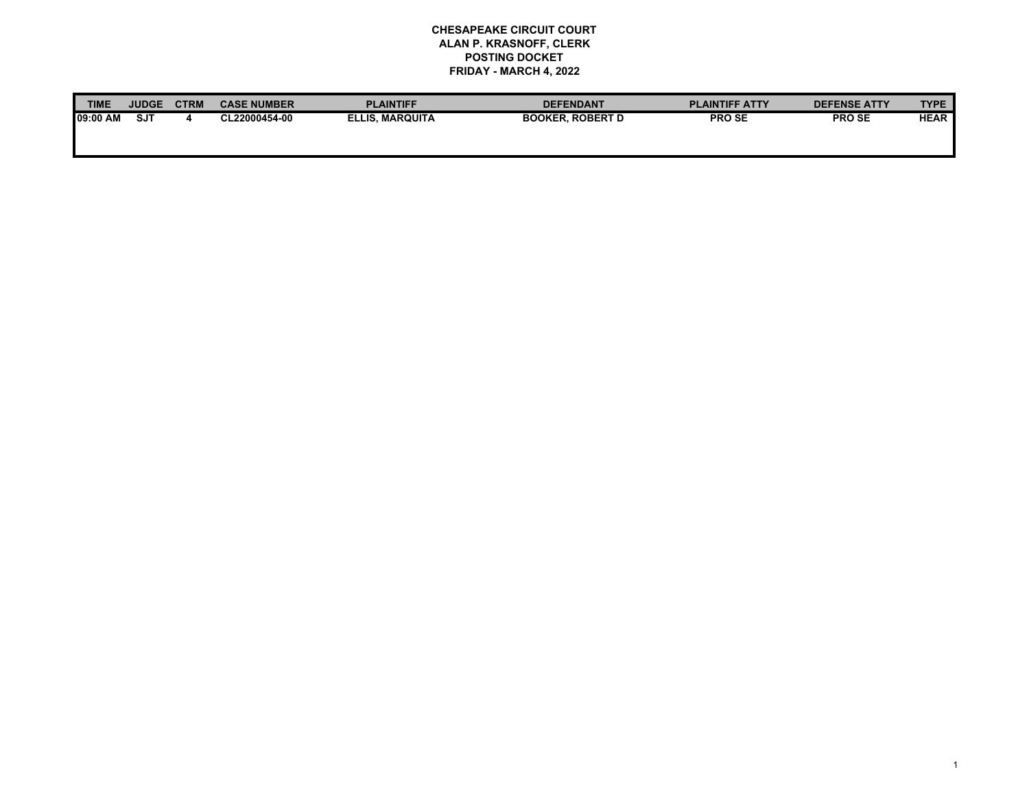**CHESAPEAKE CIRCUIT COURT**
**ALAN P. KRASNOFF, CLERK**
**POSTING DOCKET**
**FRIDAY - MARCH 4, 2022**

| TIME | JUDGE | CTRM | CASE NUMBER | PLAINTIFF | DEFENDANT | PLAINTIFF ATTY | DEFENSE ATTY | TYPE |
|---|---|---|---|---|---|---|---|---|
| 09:00 AM | SJT | 4 | CL22000454-00 | ELLIS, MARQUITA | BOOKER, ROBERT D | PRO SE | PRO SE | HEAR |